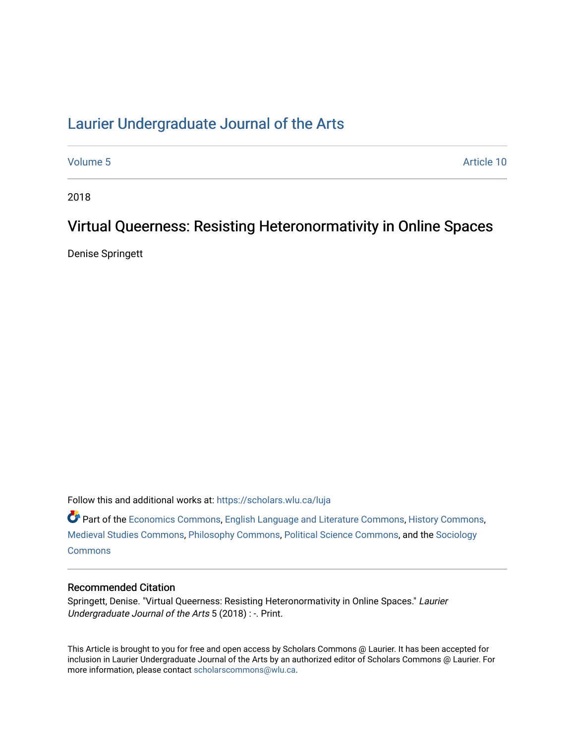# Laurier Undergraduate Journal of the Arts

Volume 5 Article 10

2018

## Virtual Queerness: Resisting Heteronormativity in Online Spaces

Denise Springett

Follow this and additional works at: https://scholars.wlu.ca/luja

Part of the Economics Commons, English Language and Literature Commons, History Commons, Medieval Studies Commons, Philosophy Commons, Political Science Commons, and the Sociology Commons

### Recommended Citation

Springett, Denise. "Virtual Queerness: Resisting Heteronormativity in Online Spaces." *Laurier Undergraduate Journal of the Arts* 5 (2018) : -. Print.

This Article is brought to you for free and open access by Scholars Commons @ Laurier. It has been accepted for inclusion in Laurier Undergraduate Journal of the Arts by an authorized editor of Scholars Commons @ Laurier. For more information, please contact scholarscommons@wlu.ca.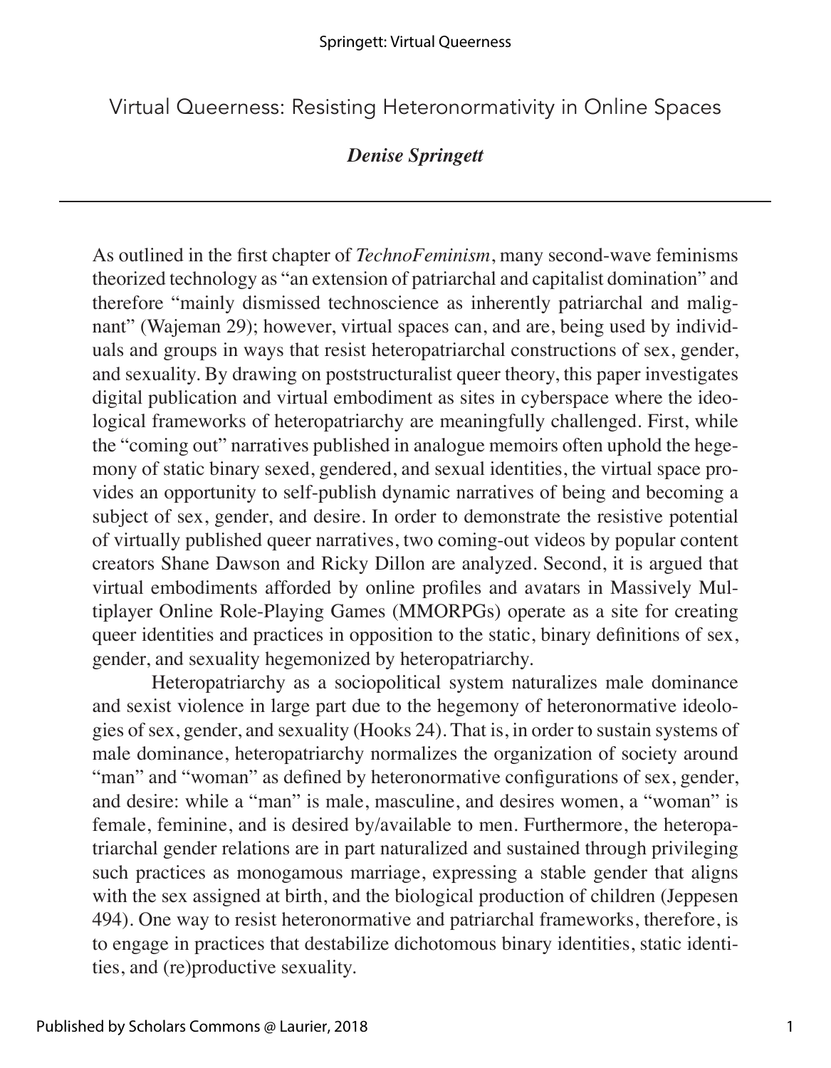# Virtual Queerness: Resisting Heteronormativity in Online Spaces

***Denise Springett***

---

As outlined in the first chapter of *TechnoFeminism*, many second-wave feminisms theorized technology as "an extension of patriarchal and capitalist domination" and therefore "mainly dismissed technoscience as inherently patriarchal and malignant" (Wajeman 29); however, virtual spaces can, and are, being used by individuals and groups in ways that resist heteropatriarchal constructions of sex, gender, and sexuality. By drawing on poststructuralist queer theory, this paper investigates digital publication and virtual embodiment as sites in cyberspace where the ideological frameworks of heteropatriarchy are meaningfully challenged. First, while the "coming out" narratives published in analogue memoirs often uphold the hegemony of static binary sexed, gendered, and sexual identities, the virtual space provides an opportunity to self-publish dynamic narratives of being and becoming a subject of sex, gender, and desire. In order to demonstrate the resistive potential of virtually published queer narratives, two coming-out videos by popular content creators Shane Dawson and Ricky Dillon are analyzed. Second, it is argued that virtual embodiments afforded by online profiles and avatars in Massively Multiplayer Online Role-Playing Games (MMORPGs) operate as a site for creating queer identities and practices in opposition to the static, binary definitions of sex, gender, and sexuality hegemonized by heteropatriarchy.

Heteropatriarchy as a sociopolitical system naturalizes male dominance and sexist violence in large part due to the hegemony of heteronormative ideologies of sex, gender, and sexuality (Hooks 24). That is, in order to sustain systems of male dominance, heteropatriarchy normalizes the organization of society around "man" and "woman" as defined by heteronormative configurations of sex, gender, and desire: while a "man" is male, masculine, and desires women, a "woman" is female, feminine, and is desired by/available to men. Furthermore, the heteropatriarchal gender relations are in part naturalized and sustained through privileging such practices as monogamous marriage, expressing a stable gender that aligns with the sex assigned at birth, and the biological production of children (Jeppesen 494). One way to resist heteronormative and patriarchal frameworks, therefore, is to engage in practices that destabilize dichotomous binary identities, static identities, and (re)productive sexuality.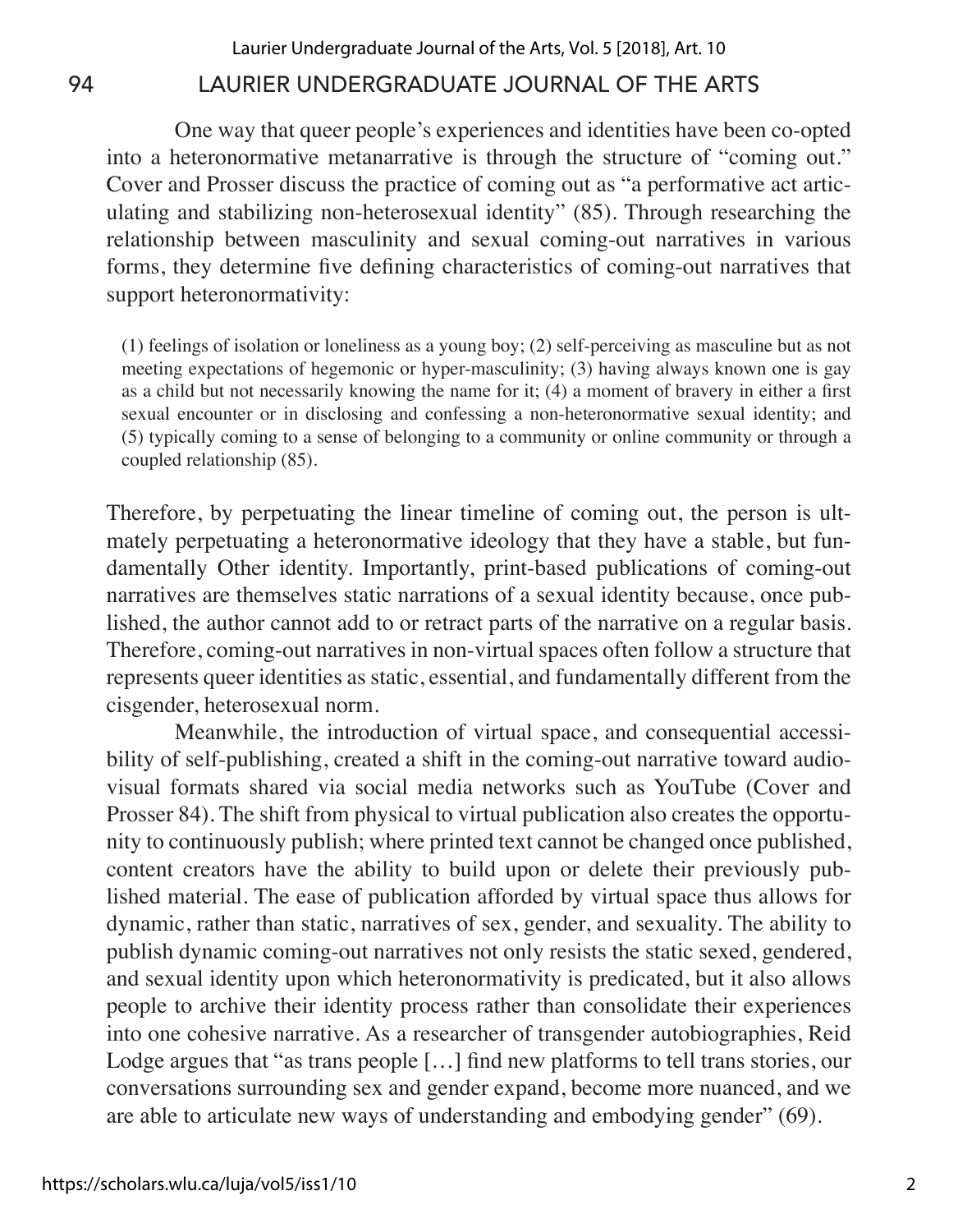One way that queer people's experiences and identities have been co-opted into a heteronormative metanarrative is through the structure of "coming out." Cover and Prosser discuss the practice of coming out as "a performative act articulating and stabilizing non-heterosexual identity" (85). Through researching the relationship between masculinity and sexual coming-out narratives in various forms, they determine five defining characteristics of coming-out narratives that support heteronormativity:

> (1) feelings of isolation or loneliness as a young boy; (2) self-perceiving as masculine but as not meeting expectations of hegemonic or hyper-masculinity; (3) having always known one is gay as a child but not necessarily knowing the name for it; (4) a moment of bravery in either a first sexual encounter or in disclosing and confessing a non-heteronormative sexual identity; and (5) typically coming to a sense of belonging to a community or online community or through a coupled relationship (85).

Therefore, by perpetuating the linear timeline of coming out, the person is ultmately perpetuating a heteronormative ideology that they have a stable, but fundamentally Other identity. Importantly, print-based publications of coming-out narratives are themselves static narrations of a sexual identity because, once published, the author cannot add to or retract parts of the narrative on a regular basis. Therefore, coming-out narratives in non-virtual spaces often follow a structure that represents queer identities as static, essential, and fundamentally different from the cisgender, heterosexual norm.

Meanwhile, the introduction of virtual space, and consequential accessibility of self-publishing, created a shift in the coming-out narrative toward audiovisual formats shared via social media networks such as YouTube (Cover and Prosser 84). The shift from physical to virtual publication also creates the opportunity to continuously publish; where printed text cannot be changed once published, content creators have the ability to build upon or delete their previously published material. The ease of publication afforded by virtual space thus allows for dynamic, rather than static, narratives of sex, gender, and sexuality. The ability to publish dynamic coming-out narratives not only resists the static sexed, gendered, and sexual identity upon which heteronormativity is predicated, but it also allows people to archive their identity process rather than consolidate their experiences into one cohesive narrative. As a researcher of transgender autobiographies, Reid Lodge argues that "as trans people […] find new platforms to tell trans stories, our conversations surrounding sex and gender expand, become more nuanced, and we are able to articulate new ways of understanding and embodying gender" (69).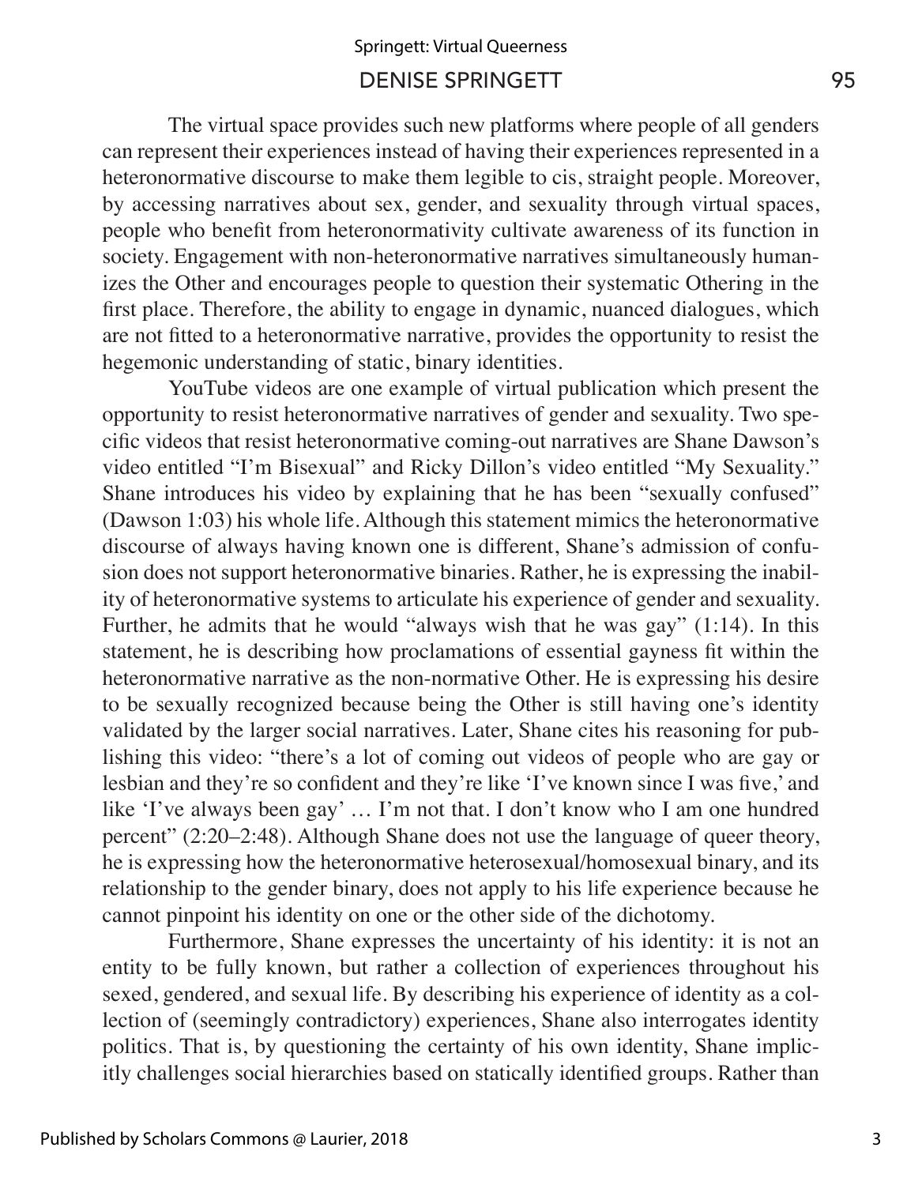The virtual space provides such new platforms where people of all genders can represent their experiences instead of having their experiences represented in a heteronormative discourse to make them legible to cis, straight people. Moreover, by accessing narratives about sex, gender, and sexuality through virtual spaces, people who benefit from heteronormativity cultivate awareness of its function in society. Engagement with non-heteronormative narratives simultaneously humanizes the Other and encourages people to question their systematic Othering in the first place. Therefore, the ability to engage in dynamic, nuanced dialogues, which are not fitted to a heteronormative narrative, provides the opportunity to resist the hegemonic understanding of static, binary identities.

YouTube videos are one example of virtual publication which present the opportunity to resist heteronormative narratives of gender and sexuality. Two specific videos that resist heteronormative coming-out narratives are Shane Dawson's video entitled "I'm Bisexual" and Ricky Dillon's video entitled "My Sexuality." Shane introduces his video by explaining that he has been "sexually confused" (Dawson 1:03) his whole life. Although this statement mimics the heteronormative discourse of always having known one is different, Shane's admission of confusion does not support heteronormative binaries. Rather, he is expressing the inability of heteronormative systems to articulate his experience of gender and sexuality. Further, he admits that he would "always wish that he was gay" (1:14). In this statement, he is describing how proclamations of essential gayness fit within the heteronormative narrative as the non-normative Other. He is expressing his desire to be sexually recognized because being the Other is still having one's identity validated by the larger social narratives. Later, Shane cites his reasoning for publishing this video: "there's a lot of coming out videos of people who are gay or lesbian and they're so confident and they're like 'I've known since I was five,' and like 'I've always been gay' … I'm not that. I don't know who I am one hundred percent" (2:20–2:48). Although Shane does not use the language of queer theory, he is expressing how the heteronormative heterosexual/homosexual binary, and its relationship to the gender binary, does not apply to his life experience because he cannot pinpoint his identity on one or the other side of the dichotomy.

Furthermore, Shane expresses the uncertainty of his identity: it is not an entity to be fully known, but rather a collection of experiences throughout his sexed, gendered, and sexual life. By describing his experience of identity as a collection of (seemingly contradictory) experiences, Shane also interrogates identity politics. That is, by questioning the certainty of his own identity, Shane implicitly challenges social hierarchies based on statically identified groups. Rather than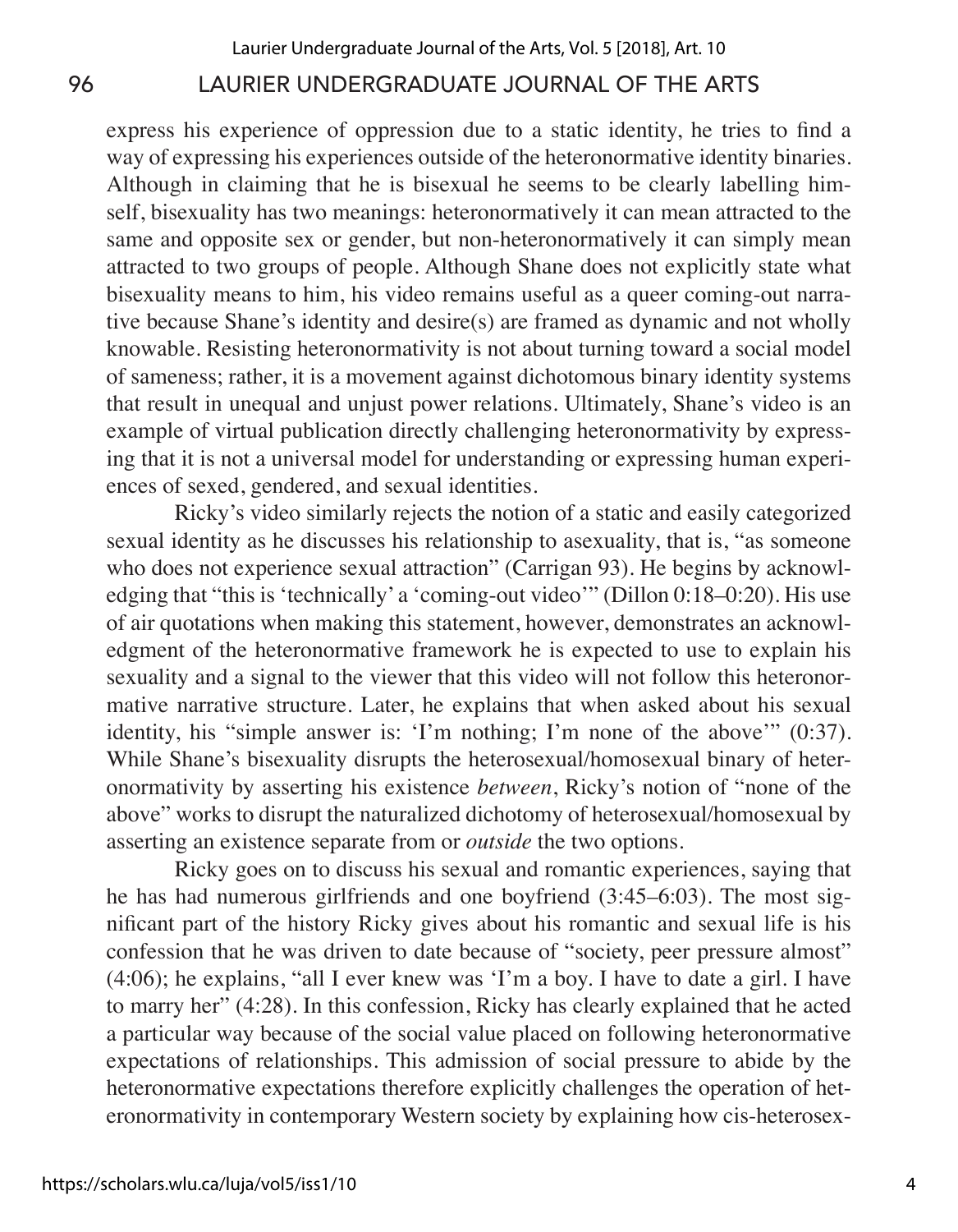express his experience of oppression due to a static identity, he tries to find a way of expressing his experiences outside of the heteronormative identity binaries. Although in claiming that he is bisexual he seems to be clearly labelling himself, bisexuality has two meanings: heteronormatively it can mean attracted to the same and opposite sex or gender, but non-heteronormatively it can simply mean attracted to two groups of people. Although Shane does not explicitly state what bisexuality means to him, his video remains useful as a queer coming-out narrative because Shane's identity and desire(s) are framed as dynamic and not wholly knowable. Resisting heteronormativity is not about turning toward a social model of sameness; rather, it is a movement against dichotomous binary identity systems that result in unequal and unjust power relations. Ultimately, Shane's video is an example of virtual publication directly challenging heteronormativity by expressing that it is not a universal model for understanding or expressing human experiences of sexed, gendered, and sexual identities.

Ricky's video similarly rejects the notion of a static and easily categorized sexual identity as he discusses his relationship to asexuality, that is, "as someone who does not experience sexual attraction" (Carrigan 93). He begins by acknowledging that "this is 'technically' a 'coming-out video'" (Dillon 0:18–0:20). His use of air quotations when making this statement, however, demonstrates an acknowledgment of the heteronormative framework he is expected to use to explain his sexuality and a signal to the viewer that this video will not follow this heteronormative narrative structure. Later, he explains that when asked about his sexual identity, his "simple answer is: 'I'm nothing; I'm none of the above'" (0:37). While Shane's bisexuality disrupts the heterosexual/homosexual binary of heteronormativity by asserting his existence *between*, Ricky's notion of "none of the above" works to disrupt the naturalized dichotomy of heterosexual/homosexual by asserting an existence separate from or *outside* the two options.

Ricky goes on to discuss his sexual and romantic experiences, saying that he has had numerous girlfriends and one boyfriend (3:45–6:03). The most significant part of the history Ricky gives about his romantic and sexual life is his confession that he was driven to date because of "society, peer pressure almost" (4:06); he explains, "all I ever knew was 'I'm a boy. I have to date a girl. I have to marry her" (4:28). In this confession, Ricky has clearly explained that he acted a particular way because of the social value placed on following heteronormative expectations of relationships. This admission of social pressure to abide by the heteronormative expectations therefore explicitly challenges the operation of heteronormativity in contemporary Western society by explaining how cis-heterosex-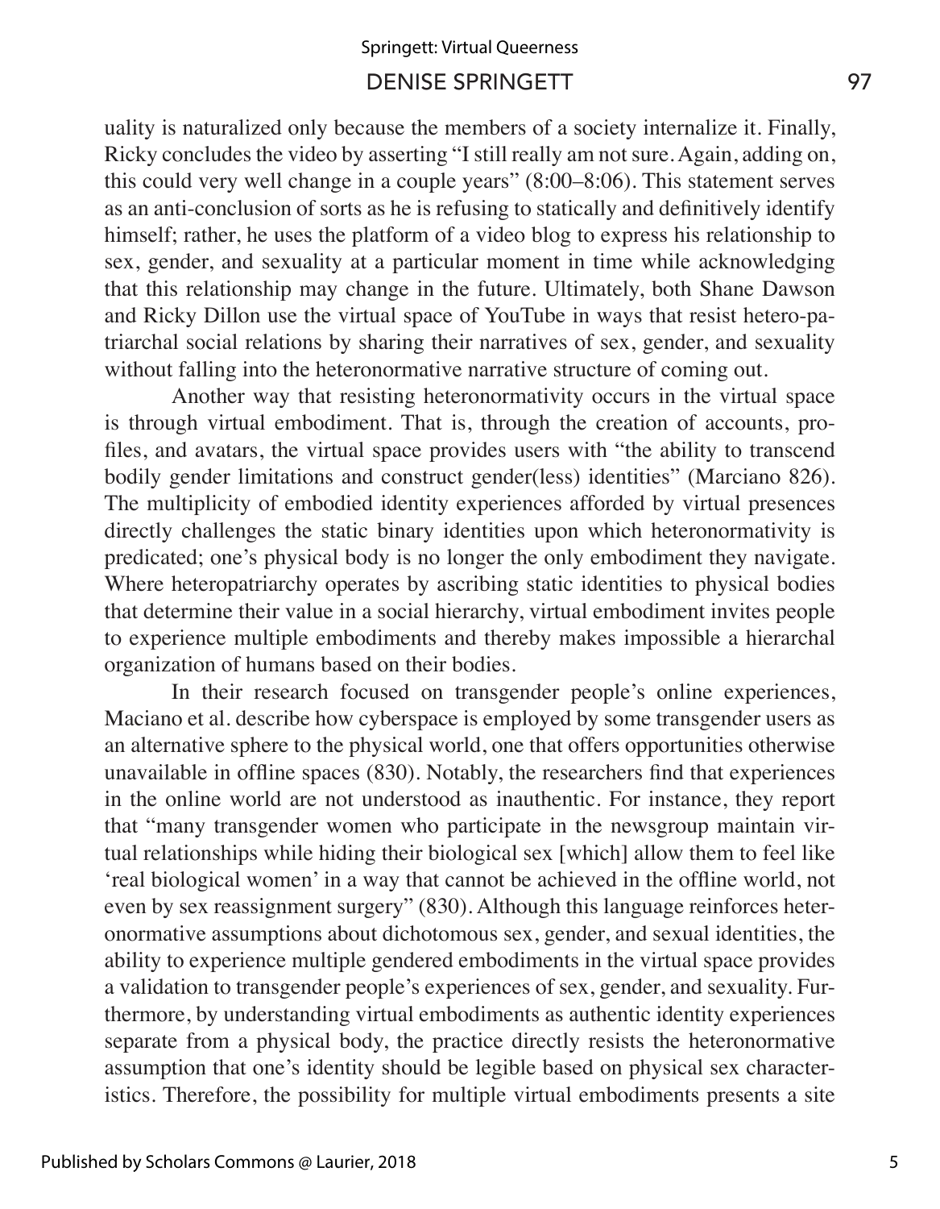uality is naturalized only because the members of a society internalize it. Finally, Ricky concludes the video by asserting "I still really am not sure. Again, adding on, this could very well change in a couple years" (8:00–8:06). This statement serves as an anti-conclusion of sorts as he is refusing to statically and definitively identify himself; rather, he uses the platform of a video blog to express his relationship to sex, gender, and sexuality at a particular moment in time while acknowledging that this relationship may change in the future. Ultimately, both Shane Dawson and Ricky Dillon use the virtual space of YouTube in ways that resist hetero-patriarchal social relations by sharing their narratives of sex, gender, and sexuality without falling into the heteronormative narrative structure of coming out.

Another way that resisting heteronormativity occurs in the virtual space is through virtual embodiment. That is, through the creation of accounts, profiles, and avatars, the virtual space provides users with "the ability to transcend bodily gender limitations and construct gender(less) identities" (Marciano 826). The multiplicity of embodied identity experiences afforded by virtual presences directly challenges the static binary identities upon which heteronormativity is predicated; one's physical body is no longer the only embodiment they navigate. Where heteropatriarchy operates by ascribing static identities to physical bodies that determine their value in a social hierarchy, virtual embodiment invites people to experience multiple embodiments and thereby makes impossible a hierarchal organization of humans based on their bodies.

In their research focused on transgender people's online experiences, Maciano et al. describe how cyberspace is employed by some transgender users as an alternative sphere to the physical world, one that offers opportunities otherwise unavailable in offline spaces (830). Notably, the researchers find that experiences in the online world are not understood as inauthentic. For instance, they report that "many transgender women who participate in the newsgroup maintain virtual relationships while hiding their biological sex [which] allow them to feel like 'real biological women' in a way that cannot be achieved in the offline world, not even by sex reassignment surgery" (830). Although this language reinforces heteronormative assumptions about dichotomous sex, gender, and sexual identities, the ability to experience multiple gendered embodiments in the virtual space provides a validation to transgender people's experiences of sex, gender, and sexuality. Furthermore, by understanding virtual embodiments as authentic identity experiences separate from a physical body, the practice directly resists the heteronormative assumption that one's identity should be legible based on physical sex characteristics. Therefore, the possibility for multiple virtual embodiments presents a site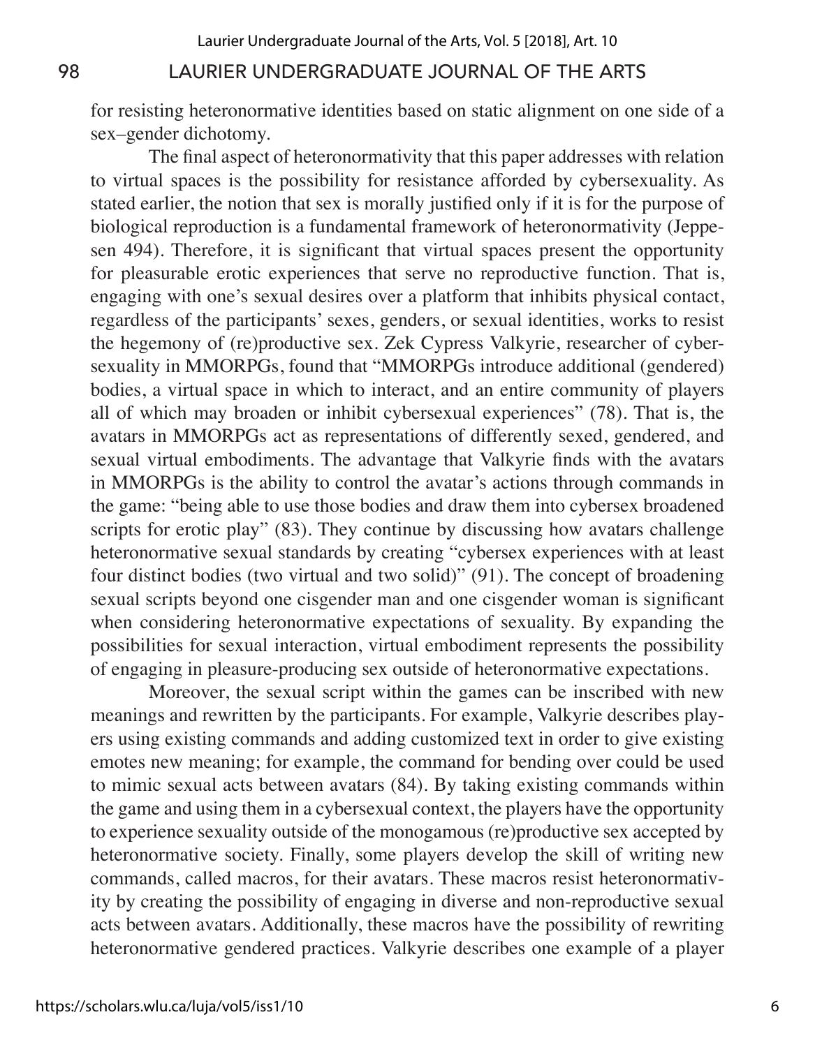for resisting heteronormative identities based on static alignment on one side of a sex–gender dichotomy.

The final aspect of heteronormativity that this paper addresses with relation to virtual spaces is the possibility for resistance afforded by cybersexuality. As stated earlier, the notion that sex is morally justified only if it is for the purpose of biological reproduction is a fundamental framework of heteronormativity (Jeppesen 494). Therefore, it is significant that virtual spaces present the opportunity for pleasurable erotic experiences that serve no reproductive function. That is, engaging with one's sexual desires over a platform that inhibits physical contact, regardless of the participants' sexes, genders, or sexual identities, works to resist the hegemony of (re)productive sex. Zek Cypress Valkyrie, researcher of cybersexuality in MMORPGs, found that "MMORPGs introduce additional (gendered) bodies, a virtual space in which to interact, and an entire community of players all of which may broaden or inhibit cybersexual experiences" (78). That is, the avatars in MMORPGs act as representations of differently sexed, gendered, and sexual virtual embodiments. The advantage that Valkyrie finds with the avatars in MMORPGs is the ability to control the avatar's actions through commands in the game: "being able to use those bodies and draw them into cybersex broadened scripts for erotic play" (83). They continue by discussing how avatars challenge heteronormative sexual standards by creating "cybersex experiences with at least four distinct bodies (two virtual and two solid)" (91). The concept of broadening sexual scripts beyond one cisgender man and one cisgender woman is significant when considering heteronormative expectations of sexuality. By expanding the possibilities for sexual interaction, virtual embodiment represents the possibility of engaging in pleasure-producing sex outside of heteronormative expectations.

Moreover, the sexual script within the games can be inscribed with new meanings and rewritten by the participants. For example, Valkyrie describes players using existing commands and adding customized text in order to give existing emotes new meaning; for example, the command for bending over could be used to mimic sexual acts between avatars (84). By taking existing commands within the game and using them in a cybersexual context, the players have the opportunity to experience sexuality outside of the monogamous (re)productive sex accepted by heteronormative society. Finally, some players develop the skill of writing new commands, called macros, for their avatars. These macros resist heteronormativity by creating the possibility of engaging in diverse and non-reproductive sexual acts between avatars. Additionally, these macros have the possibility of rewriting heteronormative gendered practices. Valkyrie describes one example of a player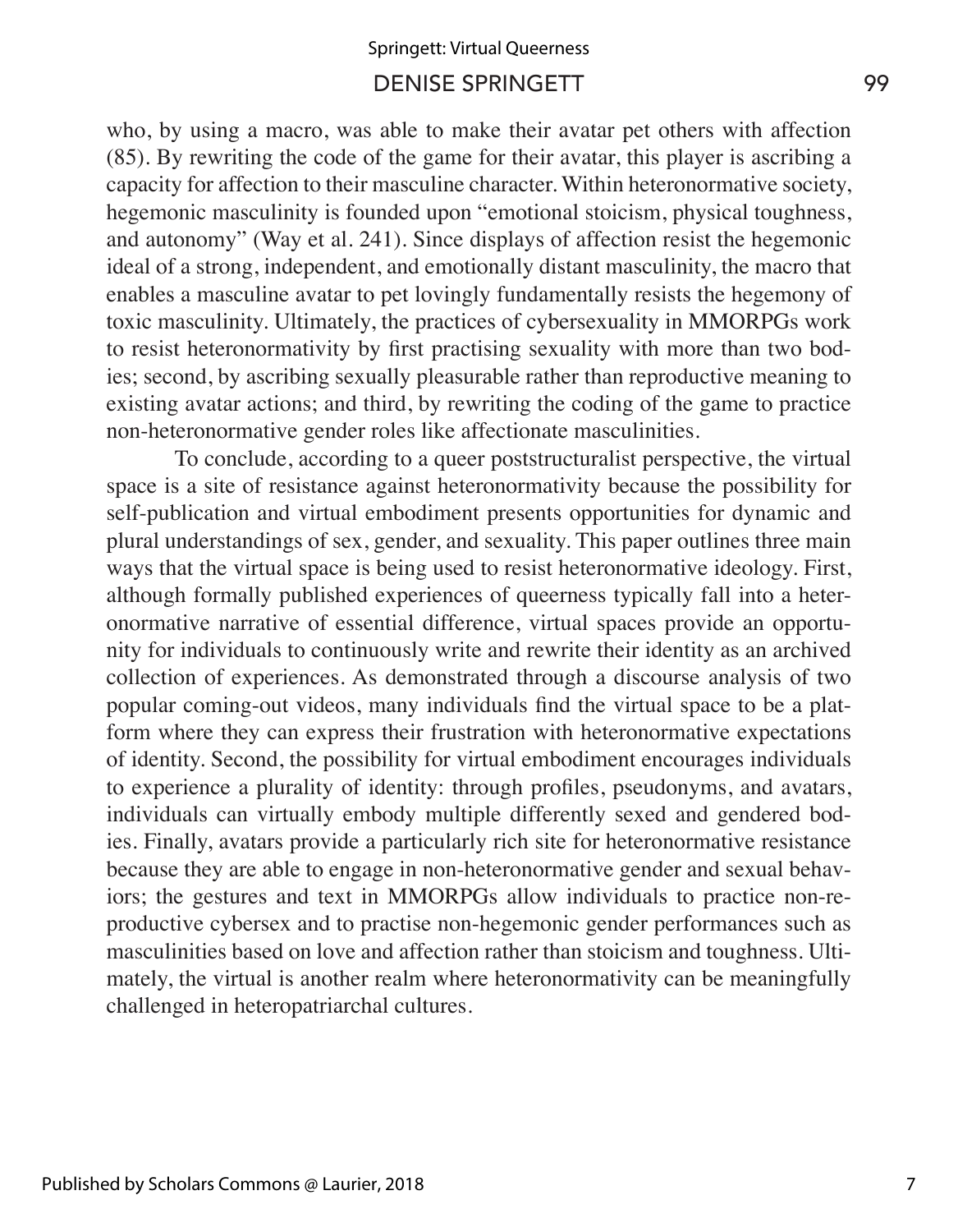who, by using a macro, was able to make their avatar pet others with affection (85). By rewriting the code of the game for their avatar, this player is ascribing a capacity for affection to their masculine character. Within heteronormative society, hegemonic masculinity is founded upon "emotional stoicism, physical toughness, and autonomy" (Way et al. 241). Since displays of affection resist the hegemonic ideal of a strong, independent, and emotionally distant masculinity, the macro that enables a masculine avatar to pet lovingly fundamentally resists the hegemony of toxic masculinity. Ultimately, the practices of cybersexuality in MMORPGs work to resist heteronormativity by first practising sexuality with more than two bodies; second, by ascribing sexually pleasurable rather than reproductive meaning to existing avatar actions; and third, by rewriting the coding of the game to practice non-heteronormative gender roles like affectionate masculinities.

To conclude, according to a queer poststructuralist perspective, the virtual space is a site of resistance against heteronormativity because the possibility for self-publication and virtual embodiment presents opportunities for dynamic and plural understandings of sex, gender, and sexuality. This paper outlines three main ways that the virtual space is being used to resist heteronormative ideology. First, although formally published experiences of queerness typically fall into a heteronormative narrative of essential difference, virtual spaces provide an opportunity for individuals to continuously write and rewrite their identity as an archived collection of experiences. As demonstrated through a discourse analysis of two popular coming-out videos, many individuals find the virtual space to be a platform where they can express their frustration with heteronormative expectations of identity. Second, the possibility for virtual embodiment encourages individuals to experience a plurality of identity: through profiles, pseudonyms, and avatars, individuals can virtually embody multiple differently sexed and gendered bodies. Finally, avatars provide a particularly rich site for heteronormative resistance because they are able to engage in non-heteronormative gender and sexual behaviors; the gestures and text in MMORPGs allow individuals to practice non-reproductive cybersex and to practise non-hegemonic gender performances such as masculinities based on love and affection rather than stoicism and toughness. Ultimately, the virtual is another realm where heteronormativity can be meaningfully challenged in heteropatriarchal cultures.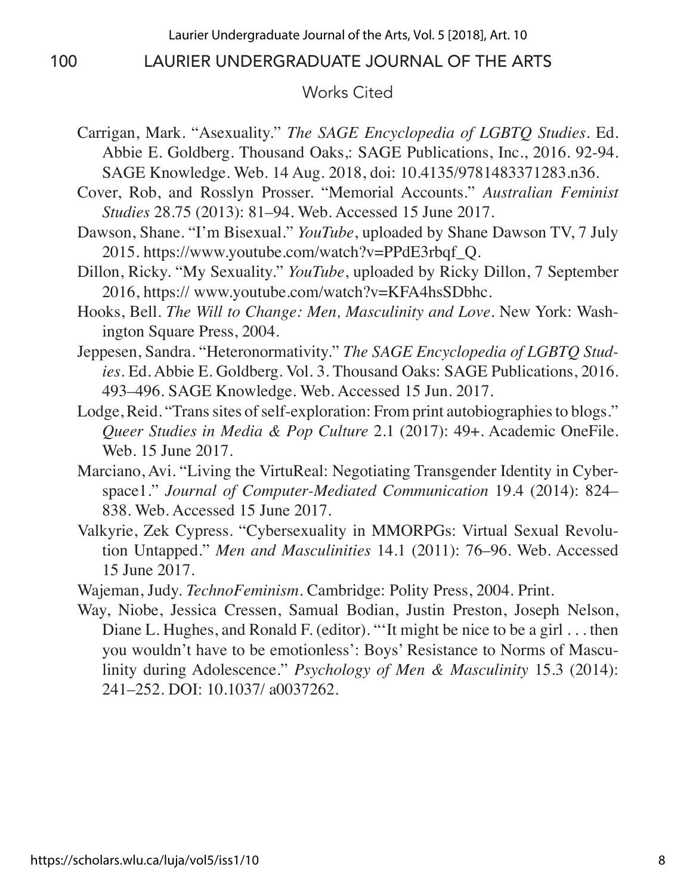## Works Cited

Carrigan, Mark. "Asexuality." *The SAGE Encyclopedia of LGBTQ Studies*. Ed. Abbie E. Goldberg. Thousand Oaks,: SAGE Publications, Inc., 2016. 92-94. SAGE Knowledge. Web. 14 Aug. 2018, doi: 10.4135/9781483371283.n36.

Cover, Rob, and Rosslyn Prosser. "Memorial Accounts." *Australian Feminist Studies* 28.75 (2013): 81–94. Web. Accessed 15 June 2017.

Dawson, Shane. "I'm Bisexual." *YouTube*, uploaded by Shane Dawson TV, 7 July 2015. https://www.youtube.com/watch?v=PPdE3rbqf_Q.

Dillon, Ricky. "My Sexuality." *YouTube*, uploaded by Ricky Dillon, 7 September 2016, https:// www.youtube.com/watch?v=KFA4hsSDbhc.

Hooks, Bell. *The Will to Change: Men, Masculinity and Love*. New York: Washington Square Press, 2004.

Jeppesen, Sandra. "Heteronormativity." *The SAGE Encyclopedia of LGBTQ Studies*. Ed. Abbie E. Goldberg. Vol. 3. Thousand Oaks: SAGE Publications, 2016. 493–496. SAGE Knowledge. Web. Accessed 15 Jun. 2017.

Lodge, Reid. "Trans sites of self-exploration: From print autobiographies to blogs." *Queer Studies in Media & Pop Culture* 2.1 (2017): 49+. Academic OneFile. Web. 15 June 2017.

Marciano, Avi. "Living the VirtuReal: Negotiating Transgender Identity in Cyberspace1." *Journal of Computer-Mediated Communication* 19.4 (2014): 824–838. Web. Accessed 15 June 2017.

Valkyrie, Zek Cypress. "Cybersexuality in MMORPGs: Virtual Sexual Revolution Untapped." *Men and Masculinities* 14.1 (2011): 76–96. Web. Accessed 15 June 2017.

Wajeman, Judy. *TechnoFeminism*. Cambridge: Polity Press, 2004. Print.

Way, Niobe, Jessica Cressen, Samual Bodian, Justin Preston, Joseph Nelson, Diane L. Hughes, and Ronald F. (editor). "'It might be nice to be a girl . . . then you wouldn't have to be emotionless': Boys' Resistance to Norms of Masculinity during Adolescence." *Psychology of Men & Masculinity* 15.3 (2014): 241–252. DOI: 10.1037/ a0037262.